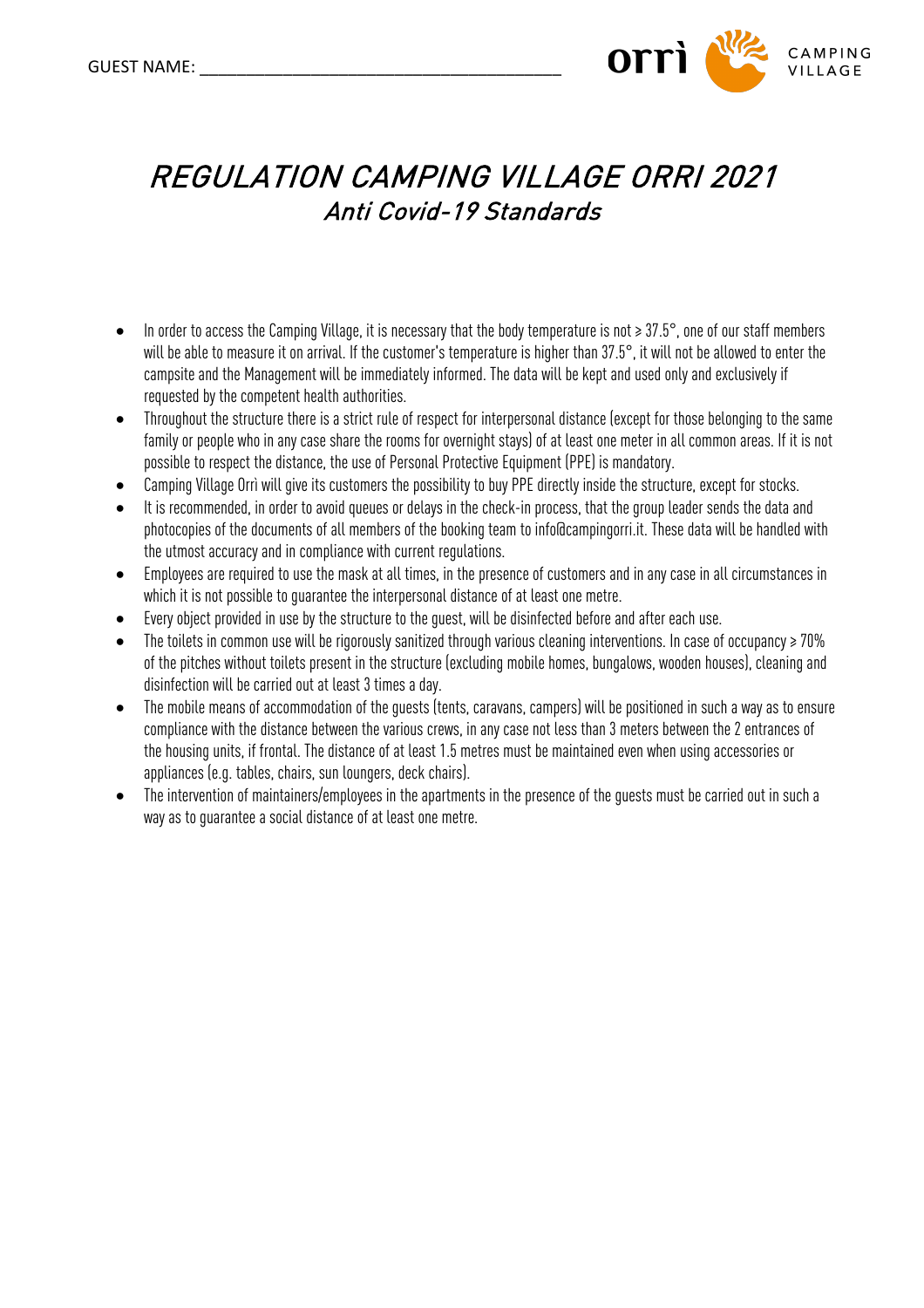GUEST NAME: ________________________________________

orrì CAMPING VILLAGE

# *REGULATION CAMPING VILLAGE ORRI 2021*
## *Anti Covid-19 Standards*

- In order to access the Camping Village, it is necessary that the body temperature is not ≥ 37.5°, one of our staff members will be able to measure it on arrival. If the customer's temperature is higher than 37.5°, it will not be allowed to enter the campsite and the Management will be immediately informed. The data will be kept and used only and exclusively if requested by the competent health authorities.
- Throughout the structure there is a strict rule of respect for interpersonal distance (except for those belonging to the same family or people who in any case share the rooms for overnight stays) of at least one meter in all common areas. If it is not possible to respect the distance, the use of Personal Protective Equipment (PPE) is mandatory.
- Camping Village Orrì will give its customers the possibility to buy PPE directly inside the structure, except for stocks.
- It is recommended, in order to avoid queues or delays in the check-in process, that the group leader sends the data and photocopies of the documents of all members of the booking team to info@campingorri.it. These data will be handled with the utmost accuracy and in compliance with current regulations.
- Employees are required to use the mask at all times, in the presence of customers and in any case in all circumstances in which it is not possible to guarantee the interpersonal distance of at least one metre.
- Every object provided in use by the structure to the guest, will be disinfected before and after each use.
- The toilets in common use will be rigorously sanitized through various cleaning interventions. In case of occupancy ≥ 70% of the pitches without toilets present in the structure (excluding mobile homes, bungalows, wooden houses), cleaning and disinfection will be carried out at least 3 times a day.
- The mobile means of accommodation of the guests (tents, caravans, campers) will be positioned in such a way as to ensure compliance with the distance between the various crews, in any case not less than 3 meters between the 2 entrances of the housing units, if frontal. The distance of at least 1.5 metres must be maintained even when using accessories or appliances (e.g. tables, chairs, sun loungers, deck chairs).
- The intervention of maintainers/employees in the apartments in the presence of the guests must be carried out in such a way as to guarantee a social distance of at least one metre.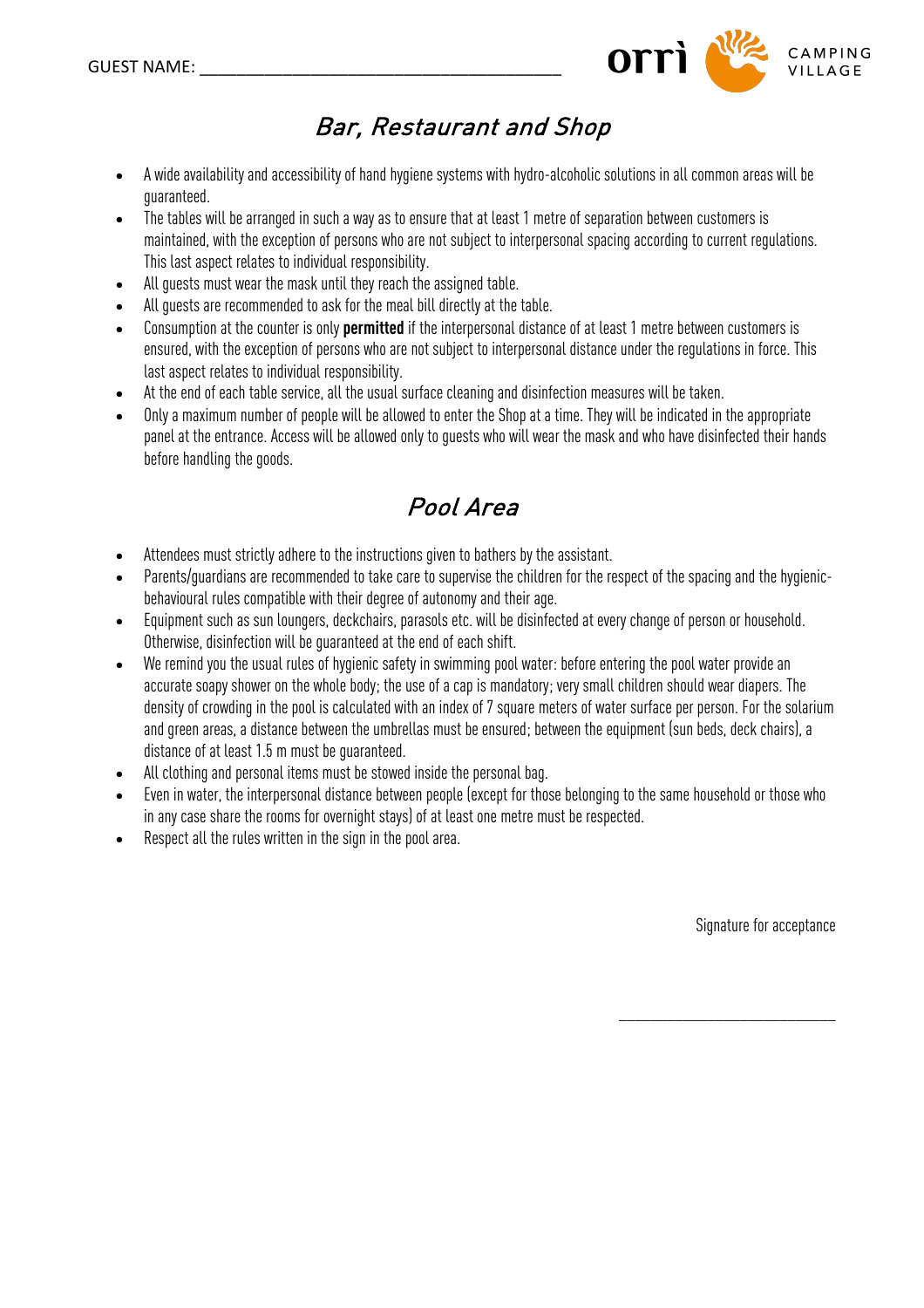GUEST NAME: ________________________________________

## *Bar, Restaurant and Shop*

- A wide availability and accessibility of hand hygiene systems with hydro-alcoholic solutions in all common areas will be guaranteed.
- The tables will be arranged in such a way as to ensure that at least 1 metre of separation between customers is maintained, with the exception of persons who are not subject to interpersonal spacing according to current regulations. This last aspect relates to individual responsibility.
- All guests must wear the mask until they reach the assigned table.
- All guests are recommended to ask for the meal bill directly at the table.
- Consumption at the counter is only **permitted** if the interpersonal distance of at least 1 metre between customers is ensured, with the exception of persons who are not subject to interpersonal distance under the regulations in force. This last aspect relates to individual responsibility.
- At the end of each table service, all the usual surface cleaning and disinfection measures will be taken.
- Only a maximum number of people will be allowed to enter the Shop at a time. They will be indicated in the appropriate panel at the entrance. Access will be allowed only to guests who will wear the mask and who have disinfected their hands before handling the goods.

## *Pool Area*

- Attendees must strictly adhere to the instructions given to bathers by the assistant.
- Parents/guardians are recommended to take care to supervise the children for the respect of the spacing and the hygienic-behavioural rules compatible with their degree of autonomy and their age.
- Equipment such as sun loungers, deckchairs, parasols etc. will be disinfected at every change of person or household. Otherwise, disinfection will be guaranteed at the end of each shift.
- We remind you the usual rules of hygienic safety in swimming pool water: before entering the pool water provide an accurate soapy shower on the whole body; the use of a cap is mandatory; very small children should wear diapers. The density of crowding in the pool is calculated with an index of 7 square meters of water surface per person. For the solarium and green areas, a distance between the umbrellas must be ensured; between the equipment (sun beds, deck chairs), a distance of at least 1.5 m must be guaranteed.
- All clothing and personal items must be stowed inside the personal bag.
- Even in water, the interpersonal distance between people (except for those belonging to the same household or those who in any case share the rooms for overnight stays) of at least one metre must be respected.
- Respect all the rules written in the sign in the pool area.

Signature for acceptance

______________________________